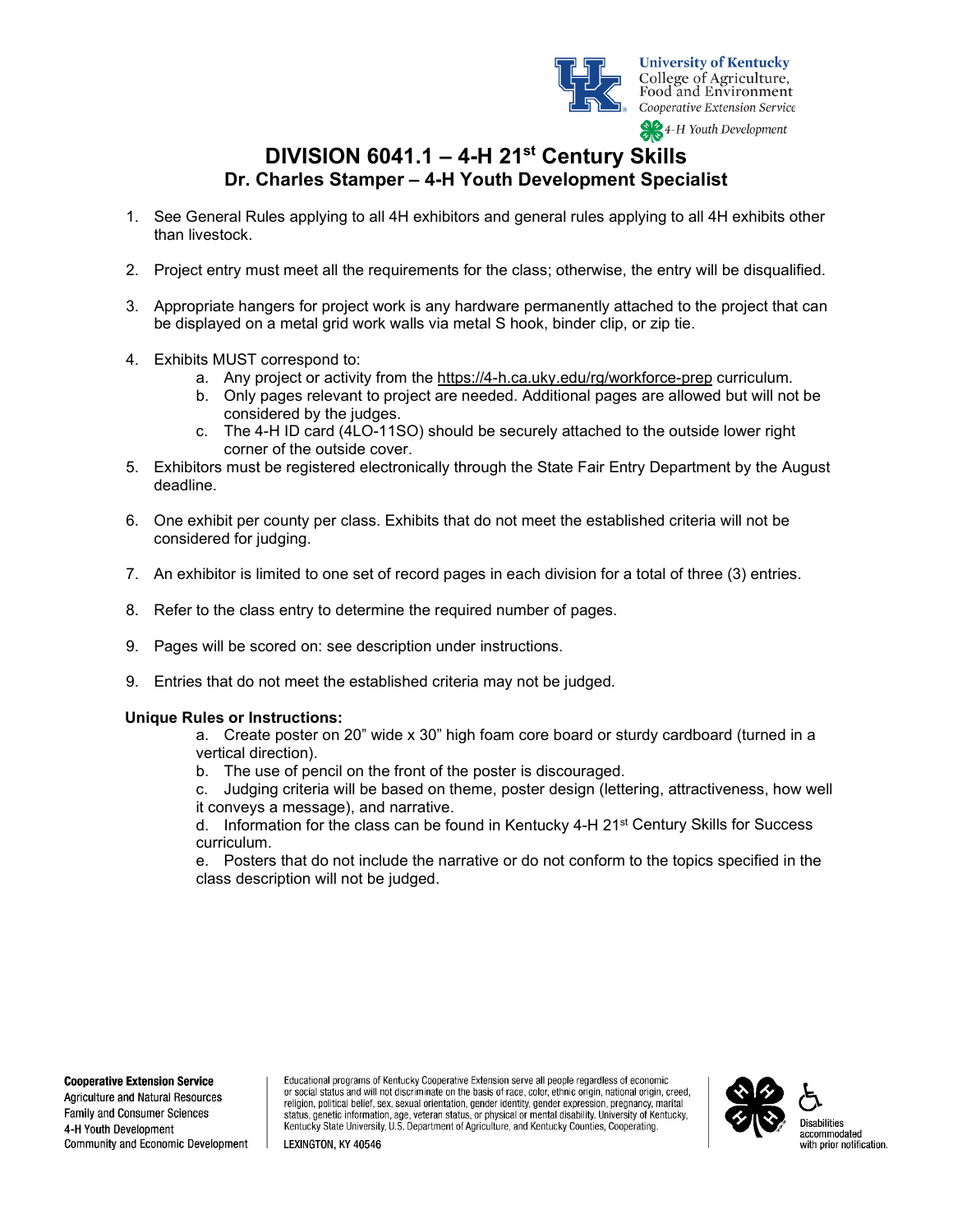University of Kentucky
College of Agriculture, Food and Environment
*Cooperative Extension Service*
*4-H Youth Development*

# DIVISION 6041.1 – 4-H 21st Century Skills
## Dr. Charles Stamper – 4-H Youth Development Specialist

1. See General Rules applying to all 4H exhibitors and general rules applying to all 4H exhibits other than livestock.

2. Project entry must meet all the requirements for the class; otherwise, the entry will be disqualified.

3. Appropriate hangers for project work is any hardware permanently attached to the project that can be displayed on a metal grid work walls via metal S hook, binder clip, or zip tie.

4. Exhibits MUST correspond to:
   a. Any project or activity from the https://4-h.ca.uky.edu/rg/workforce-prep curriculum.
   b. Only pages relevant to project are needed. Additional pages are allowed but will not be considered by the judges.
   c. The 4-H ID card (4LO-11SO) should be securely attached to the outside lower right corner of the outside cover.
5. Exhibitors must be registered electronically through the State Fair Entry Department by the August deadline.

6. One exhibit per county per class. Exhibits that do not meet the established criteria will not be considered for judging.

7. An exhibitor is limited to one set of record pages in each division for a total of three (3) entries.

8. Refer to the class entry to determine the required number of pages.

9. Pages will be scored on: see description under instructions.

9. Entries that do not meet the established criteria may not be judged.

**Unique Rules or Instructions:**

a. Create poster on 20" wide x 30" high foam core board or sturdy cardboard (turned in a vertical direction).

b. The use of pencil on the front of the poster is discouraged.

c. Judging criteria will be based on theme, poster design (lettering, attractiveness, how well it conveys a message), and narrative.

d. Information for the class can be found in Kentucky 4-H 21st Century Skills for Success curriculum.

e. Posters that do not include the narrative or do not conform to the topics specified in the class description will not be judged.

**Cooperative Extension Service**
Agriculture and Natural Resources
Family and Consumer Sciences
4-H Youth Development
Community and Economic Development

Educational programs of Kentucky Cooperative Extension serve all people regardless of economic or social status and will not discriminate on the basis of race, color, ethnic origin, national origin, creed, religion, political belief, sex, sexual orientation, gender identity, gender expression, pregnancy, marital status, genetic information, age, veteran status, or physical or mental disability. University of Kentucky, Kentucky State University, U.S. Department of Agriculture, and Kentucky Counties, Cooperating.

LEXINGTON, KY 40546

Disabilities accommodated with prior notification.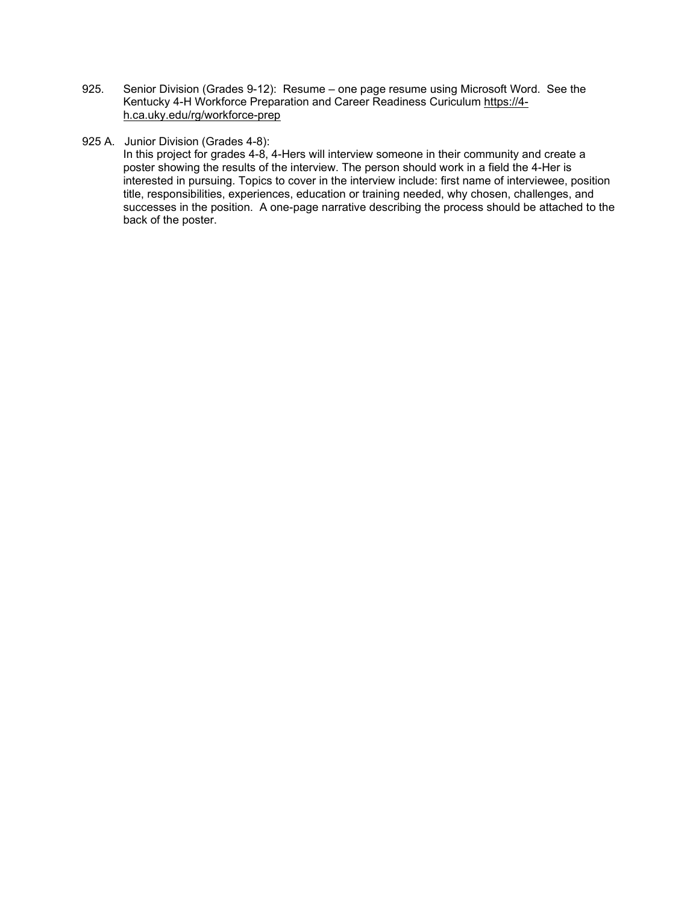925. Senior Division (Grades 9-12): Resume – one page resume using Microsoft Word. See the Kentucky 4-H Workforce Preparation and Career Readiness Curiculum https://4-h.ca.uky.edu/rg/workforce-prep

925 A. Junior Division (Grades 4-8):
In this project for grades 4-8, 4-Hers will interview someone in their community and create a poster showing the results of the interview. The person should work in a field the 4-Her is interested in pursuing. Topics to cover in the interview include: first name of interviewee, position title, responsibilities, experiences, education or training needed, why chosen, challenges, and successes in the position. A one-page narrative describing the process should be attached to the back of the poster.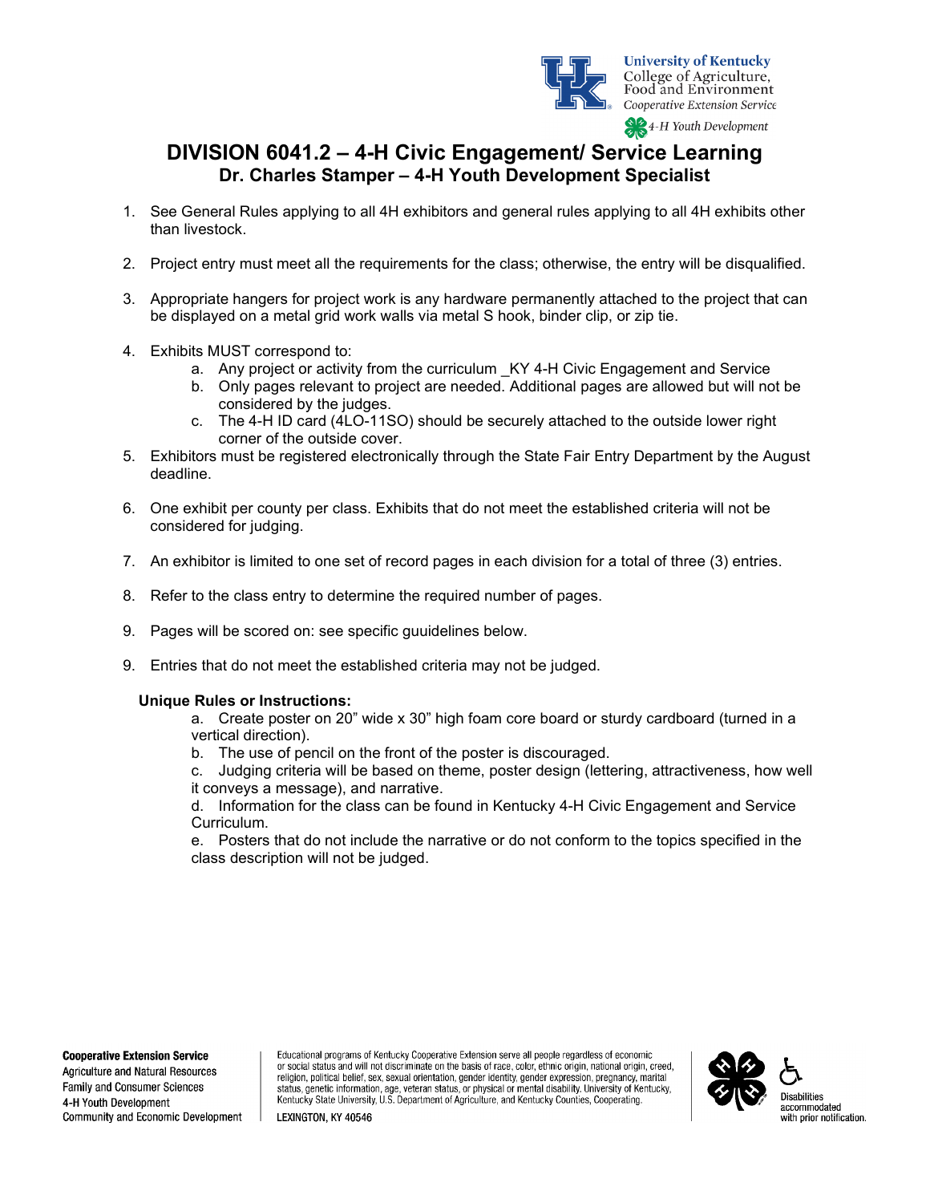# DIVISION 6041.2 – 4-H Civic Engagement/ Service Learning

## Dr. Charles Stamper – 4-H Youth Development Specialist

1. See General Rules applying to all 4H exhibitors and general rules applying to all 4H exhibits other than livestock.

2. Project entry must meet all the requirements for the class; otherwise, the entry will be disqualified.

3. Appropriate hangers for project work is any hardware permanently attached to the project that can be displayed on a metal grid work walls via metal S hook, binder clip, or zip tie.

4. Exhibits MUST correspond to:
   a. Any project or activity from the curriculum _KY 4-H Civic Engagement and Service
   b. Only pages relevant to project are needed. Additional pages are allowed but will not be considered by the judges.
   c. The 4-H ID card (4LO-11SO) should be securely attached to the outside lower right corner of the outside cover.

5. Exhibitors must be registered electronically through the State Fair Entry Department by the August deadline.

6. One exhibit per county per class. Exhibits that do not meet the established criteria will not be considered for judging.

7. An exhibitor is limited to one set of record pages in each division for a total of three (3) entries.

8. Refer to the class entry to determine the required number of pages.

9. Pages will be scored on: see specific guuidelines below.

9. Entries that do not meet the established criteria may not be judged.

**Unique Rules or Instructions:**

a. Create poster on 20" wide x 30" high foam core board or sturdy cardboard (turned in a vertical direction).

b. The use of pencil on the front of the poster is discouraged.

c. Judging criteria will be based on theme, poster design (lettering, attractiveness, how well it conveys a message), and narrative.

d. Information for the class can be found in Kentucky 4-H Civic Engagement and Service Curriculum.

e. Posters that do not include the narrative or do not conform to the topics specified in the class description will not be judged.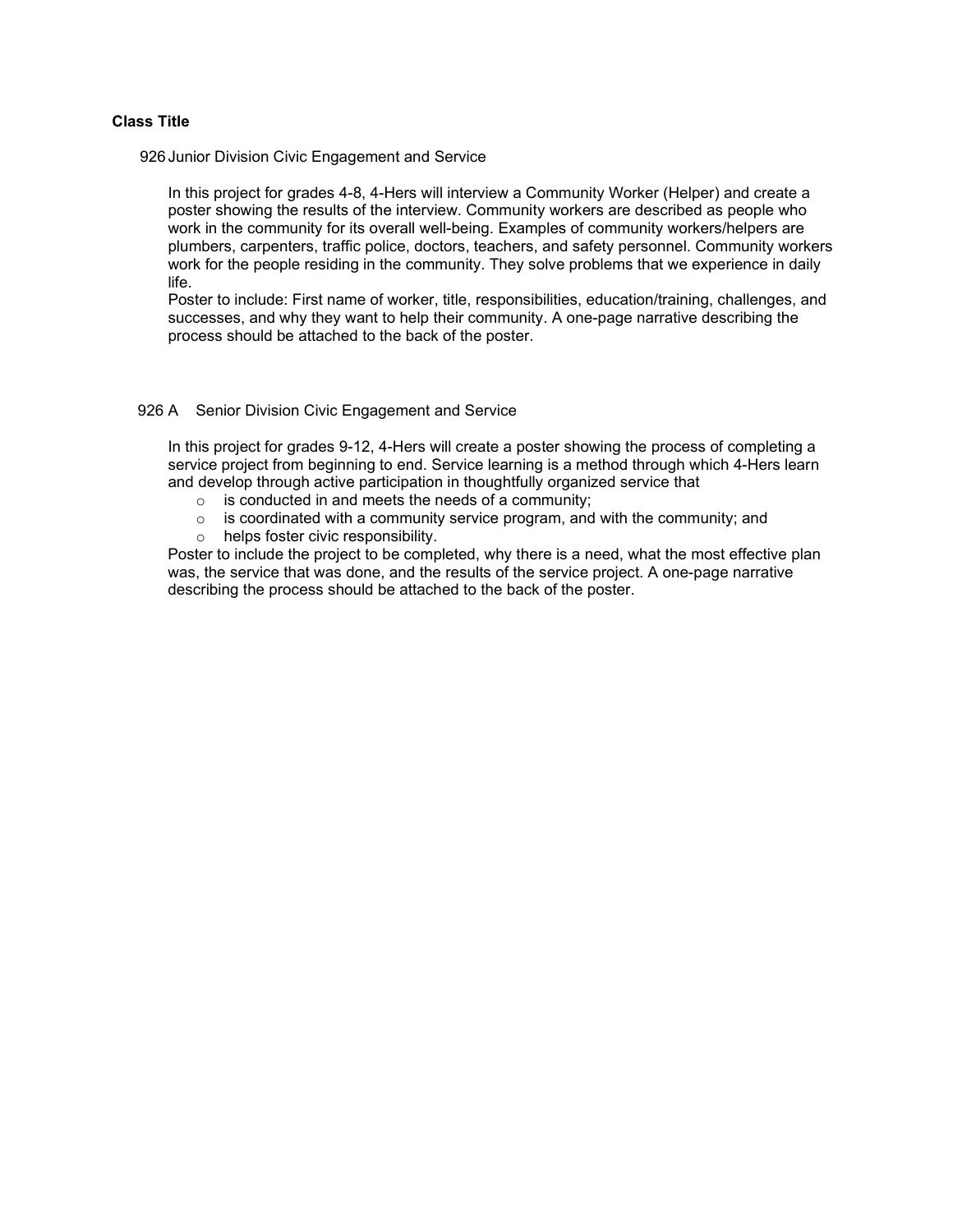**Class Title**

926 Junior Division Civic Engagement and Service

In this project for grades 4-8, 4-Hers will interview a Community Worker (Helper) and create a poster showing the results of the interview. Community workers are described as people who work in the community for its overall well-being. Examples of community workers/helpers are plumbers, carpenters, traffic police, doctors, teachers, and safety personnel. Community workers work for the people residing in the community. They solve problems that we experience in daily life.
Poster to include: First name of worker, title, responsibilities, education/training, challenges, and successes, and why they want to help their community. A one-page narrative describing the process should be attached to the back of the poster.

926 A Senior Division Civic Engagement and Service

In this project for grades 9-12, 4-Hers will create a poster showing the process of completing a service project from beginning to end. Service learning is a method through which 4-Hers learn and develop through active participation in thoughtfully organized service that

- is conducted in and meets the needs of a community;
- is coordinated with a community service program, and with the community; and
- helps foster civic responsibility.

Poster to include the project to be completed, why there is a need, what the most effective plan was, the service that was done, and the results of the service project. A one-page narrative describing the process should be attached to the back of the poster.